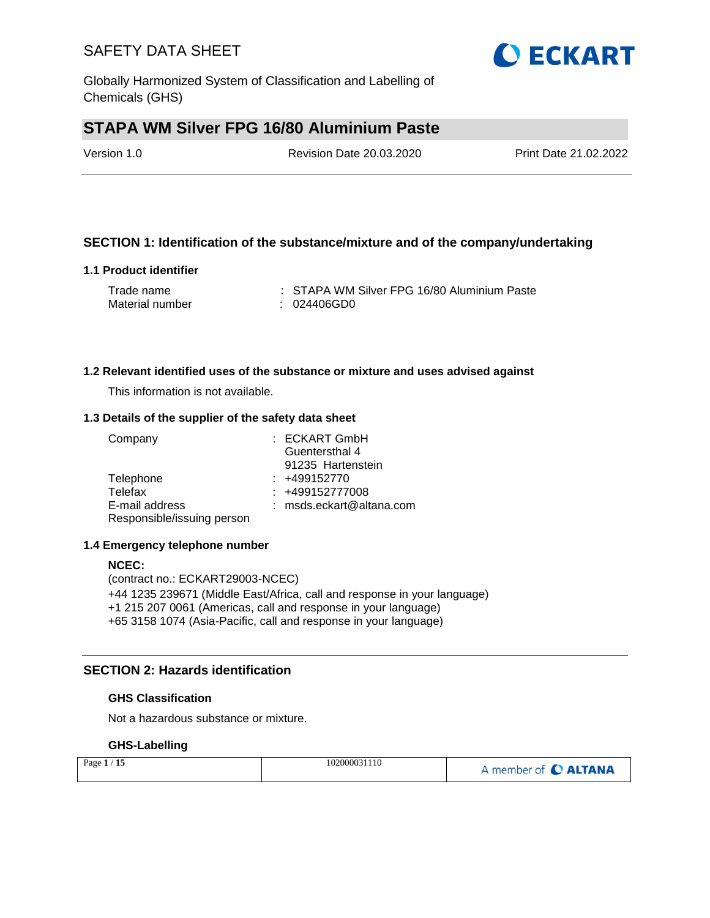# STAPA WM Silver FPG 16/80 Aluminium Paste

Version 1.0 | Revision Date 20.03.2020 | Print Date 21.02.2022

## SECTION 1: Identification of the substance/mixture and of the company/undertaking

### 1.1 Product identifier

Trade name : STAPA WM Silver FPG 16/80 Aluminium Paste
Material number : 024406GD0

### 1.2 Relevant identified uses of the substance or mixture and uses advised against

This information is not available.

### 1.3 Details of the supplier of the safety data sheet

Company : ECKART GmbH
Guentersthal 4
91235 Hartenstein
Telephone : +499152770
Telefax : +499152777008
E-mail address : msds.eckart@altana.com
Responsible/issuing person

### 1.4 Emergency telephone number

**NCEC:**
(contract no.: ECKART29003-NCEC)
+44 1235 239671 (Middle East/Africa, call and response in your language)
+1 215 207 0061 (Americas, call and response in your language)
+65 3158 1074 (Asia-Pacific, call and response in your language)

## SECTION 2: Hazards identification

### GHS Classification

Not a hazardous substance or mixture.

### GHS-Labelling

102000031110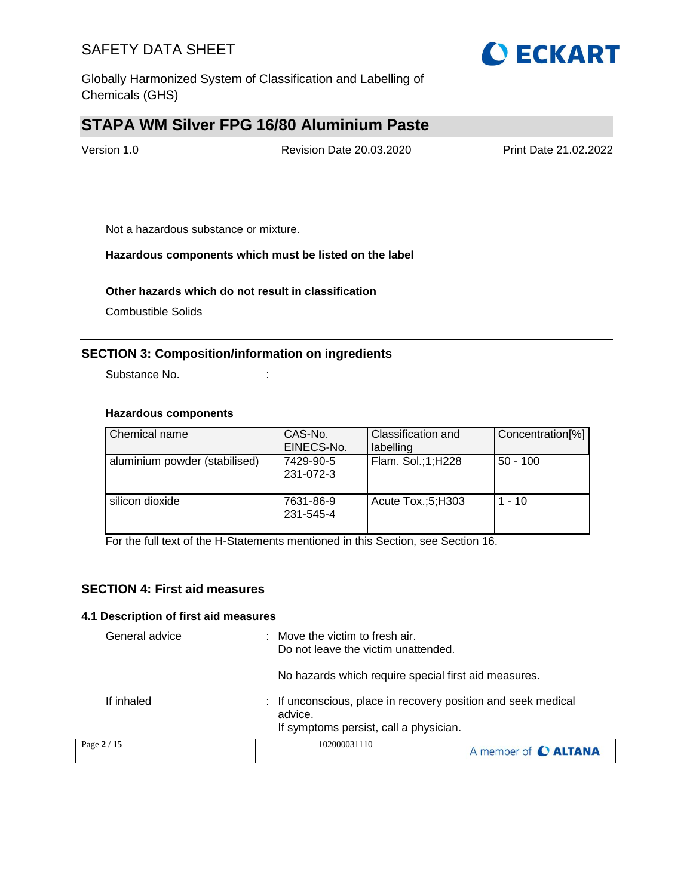Not a hazardous substance or mixture.

**Hazardous components which must be listed on the label**

**Other hazards which do not result in classification**

Combustible Solids

## SECTION 3: Composition/information on ingredients

Substance No. :

**Hazardous components**

| Chemical name | CAS-No. EINECS-No. | Classification and labelling | Concentration[%] |
|---|---|---|---|
| aluminium powder (stabilised) | 7429-90-5 231-072-3 | Flam. Sol.;1;H228 | 50 - 100 |
| silicon dioxide | 7631-86-9 231-545-4 | Acute Tox.;5;H303 | 1 - 10 |

For the full text of the H-Statements mentioned in this Section, see Section 16.

## SECTION 4: First aid measures

### 4.1 Description of first aid measures

General advice : Move the victim to fresh air.
Do not leave the victim unattended.

No hazards which require special first aid measures.

If inhaled : If unconscious, place in recovery position and seek medical advice.
If symptoms persist, call a physician.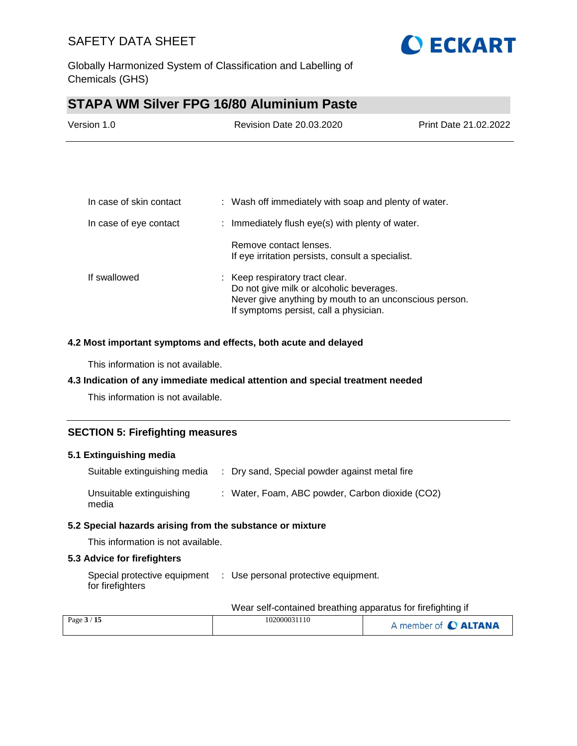| | | |
|---|---|---|
| In case of skin contact | : | Wash off immediately with soap and plenty of water. |
| In case of eye contact | : | Immediately flush eye(s) with plenty of water.<br><br>Remove contact lenses.<br>If eye irritation persists, consult a specialist. |
| If swallowed | : | Keep respiratory tract clear.<br>Do not give milk or alcoholic beverages.<br>Never give anything by mouth to an unconscious person.<br>If symptoms persist, call a physician. |

### 4.2 Most important symptoms and effects, both acute and delayed

This information is not available.

### 4.3 Indication of any immediate medical attention and special treatment needed

This information is not available.

## SECTION 5: Firefighting measures

### 5.1 Extinguishing media

| | | |
|---|---|---|
| Suitable extinguishing media | : | Dry sand, Special powder against metal fire |
| Unsuitable extinguishing media | : | Water, Foam, ABC powder, Carbon dioxide ($CO_2$) |

### 5.2 Special hazards arising from the substance or mixture

This information is not available.

### 5.3 Advice for firefighters

| | | |
|---|---|---|
| Special protective equipment for firefighters | : | Use personal protective equipment.<br><br>Wear self-contained breathing apparatus for firefighting if |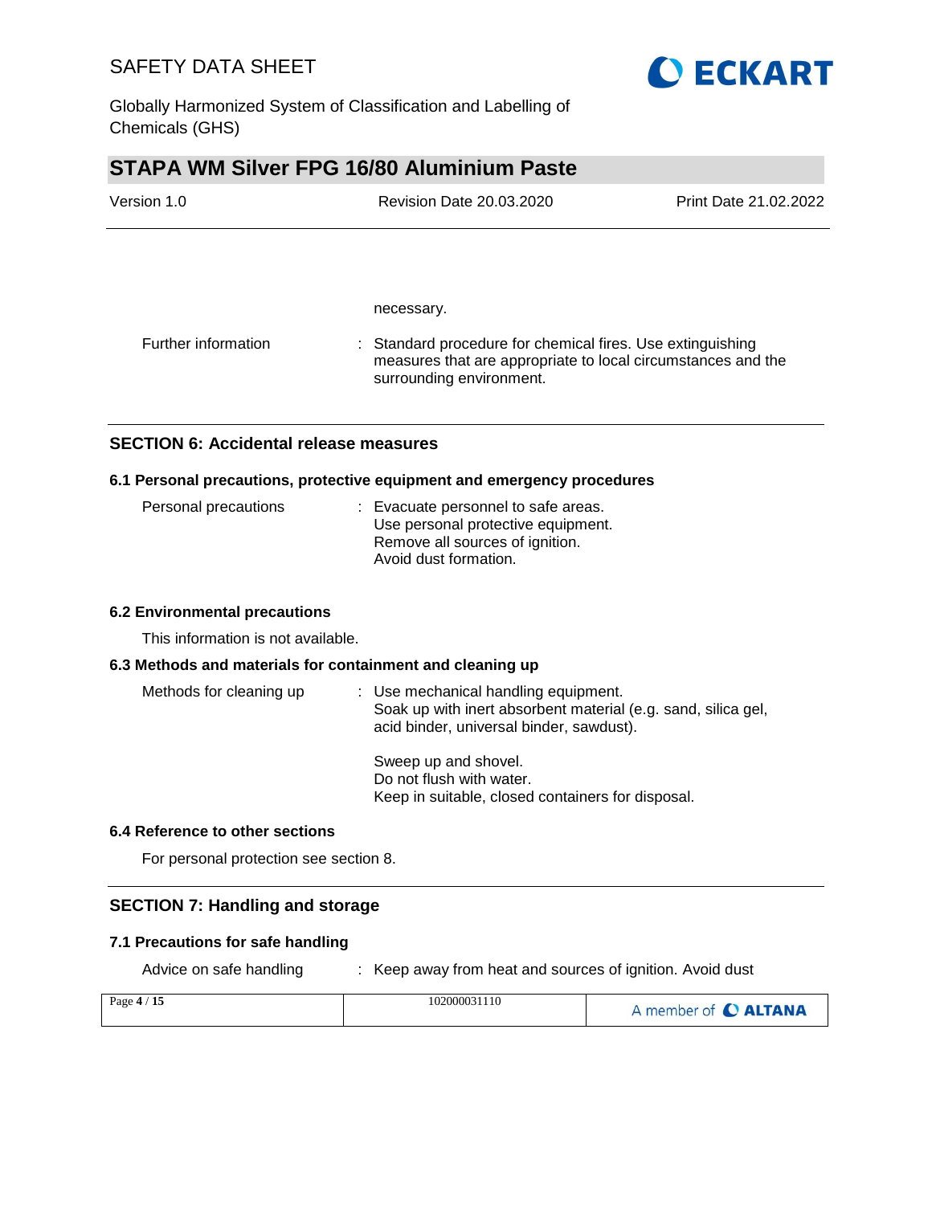necessary.

Further information : Standard procedure for chemical fires. Use extinguishing measures that are appropriate to local circumstances and the surrounding environment.

## SECTION 6: Accidental release measures

### 6.1 Personal precautions, protective equipment and emergency procedures

Personal precautions : Evacuate personnel to safe areas.
Use personal protective equipment.
Remove all sources of ignition.
Avoid dust formation.

### 6.2 Environmental precautions

This information is not available.

### 6.3 Methods and materials for containment and cleaning up

Methods for cleaning up : Use mechanical handling equipment.
Soak up with inert absorbent material (e.g. sand, silica gel, acid binder, universal binder, sawdust).

Sweep up and shovel.
Do not flush with water.
Keep in suitable, closed containers for disposal.

### 6.4 Reference to other sections

For personal protection see section 8.

## SECTION 7: Handling and storage

### 7.1 Precautions for safe handling

Advice on safe handling : Keep away from heat and sources of ignition. Avoid dust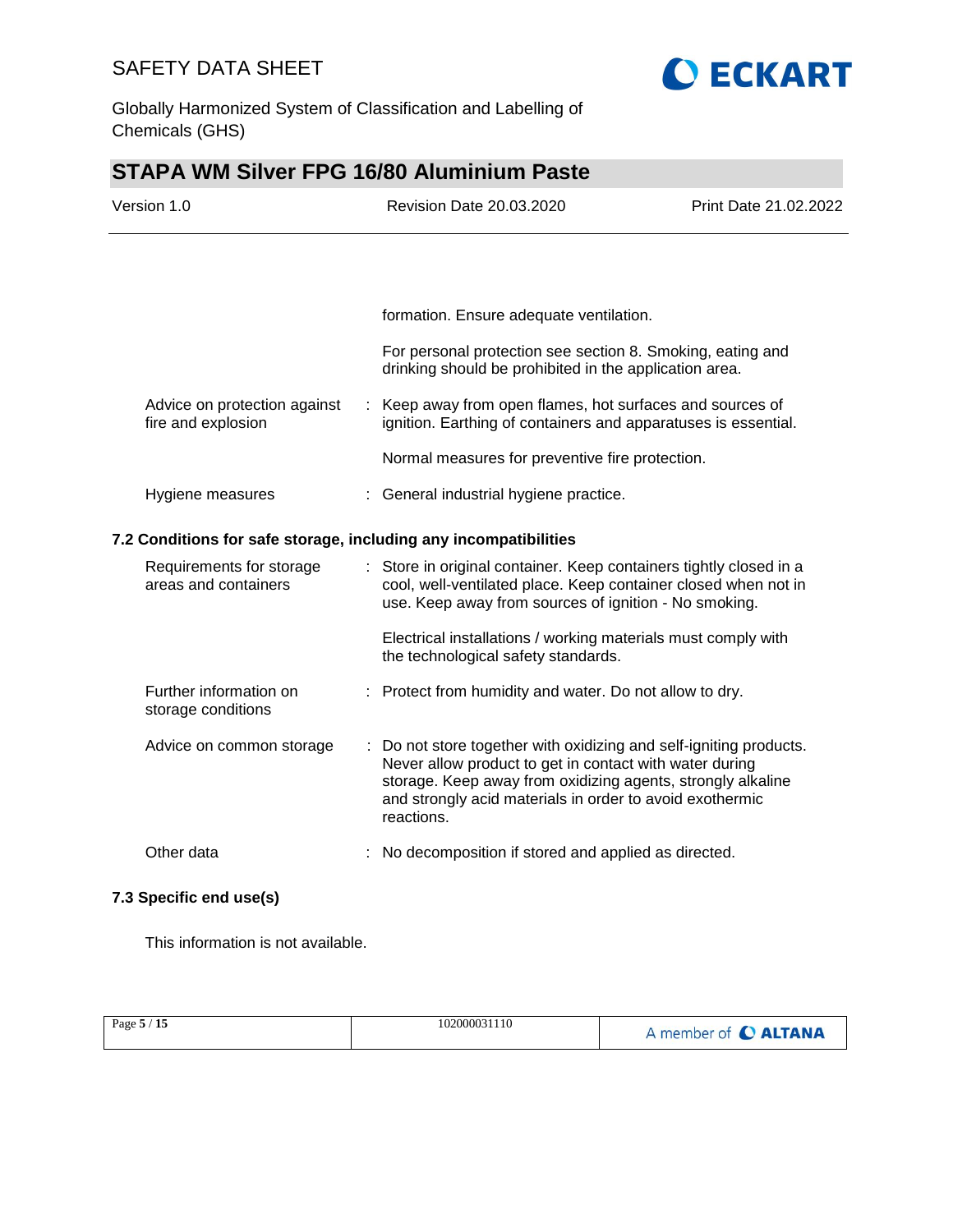| | | |
|---|---|---|
| | | formation. Ensure adequate ventilation. |
| | | For personal protection see section 8. Smoking, eating and drinking should be prohibited in the application area. |
| Advice on protection against fire and explosion | : | Keep away from open flames, hot surfaces and sources of ignition. Earthing of containers and apparatuses is essential. |
| | | Normal measures for preventive fire protection. |
| Hygiene measures | : | General industrial hygiene practice. |

### 7.2 Conditions for safe storage, including any incompatibilities

| | | |
|---|---|---|
| Requirements for storage areas and containers | : | Store in original container. Keep containers tightly closed in a cool, well-ventilated place. Keep container closed when not in use. Keep away from sources of ignition - No smoking. |
| | | Electrical installations / working materials must comply with the technological safety standards. |
| Further information on storage conditions | : | Protect from humidity and water. Do not allow to dry. |
| Advice on common storage | : | Do not store together with oxidizing and self-igniting products. Never allow product to get in contact with water during storage. Keep away from oxidizing agents, strongly alkaline and strongly acid materials in order to avoid exothermic reactions. |
| Other data | : | No decomposition if stored and applied as directed. |

### 7.3 Specific end use(s)

This information is not available.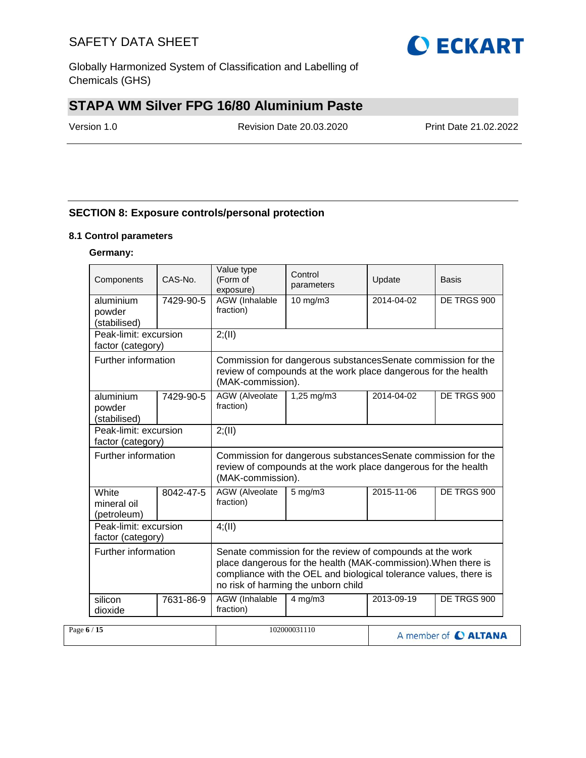## SECTION 8: Exposure controls/personal protection

### 8.1 Control parameters

**Germany:**

| Components | CAS-No. | Value type (Form of exposure) | Control parameters | Update | Basis |
|---|---|---|---|---|---|
| aluminium powder (stabilised) | 7429-90-5 | AGW (Inhalable fraction) | 10 mg/m3 | 2014-04-02 | DE TRGS 900 |
| Peak-limit: excursion factor (category) | | 2;(II) | | | |
| Further information | | Commission for dangerous substancesSenate commission for the review of compounds at the work place dangerous for the health (MAK-commission). | | | |
| aluminium powder (stabilised) | 7429-90-5 | AGW (Alveolate fraction) | 1,25 mg/m3 | 2014-04-02 | DE TRGS 900 |
| Peak-limit: excursion factor (category) | | 2;(II) | | | |
| Further information | | Commission for dangerous substancesSenate commission for the review of compounds at the work place dangerous for the health (MAK-commission). | | | |
| White mineral oil (petroleum) | 8042-47-5 | AGW (Alveolate fraction) | 5 mg/m3 | 2015-11-06 | DE TRGS 900 |
| Peak-limit: excursion factor (category) | | 4;(II) | | | |
| Further information | | Senate commission for the review of compounds at the work place dangerous for the health (MAK-commission).When there is compliance with the OEL and biological tolerance values, there is no risk of harming the unborn child | | | |
| silicon dioxide | 7631-86-9 | AGW (Inhalable fraction) | 4 mg/m3 | 2013-09-19 | DE TRGS 900 |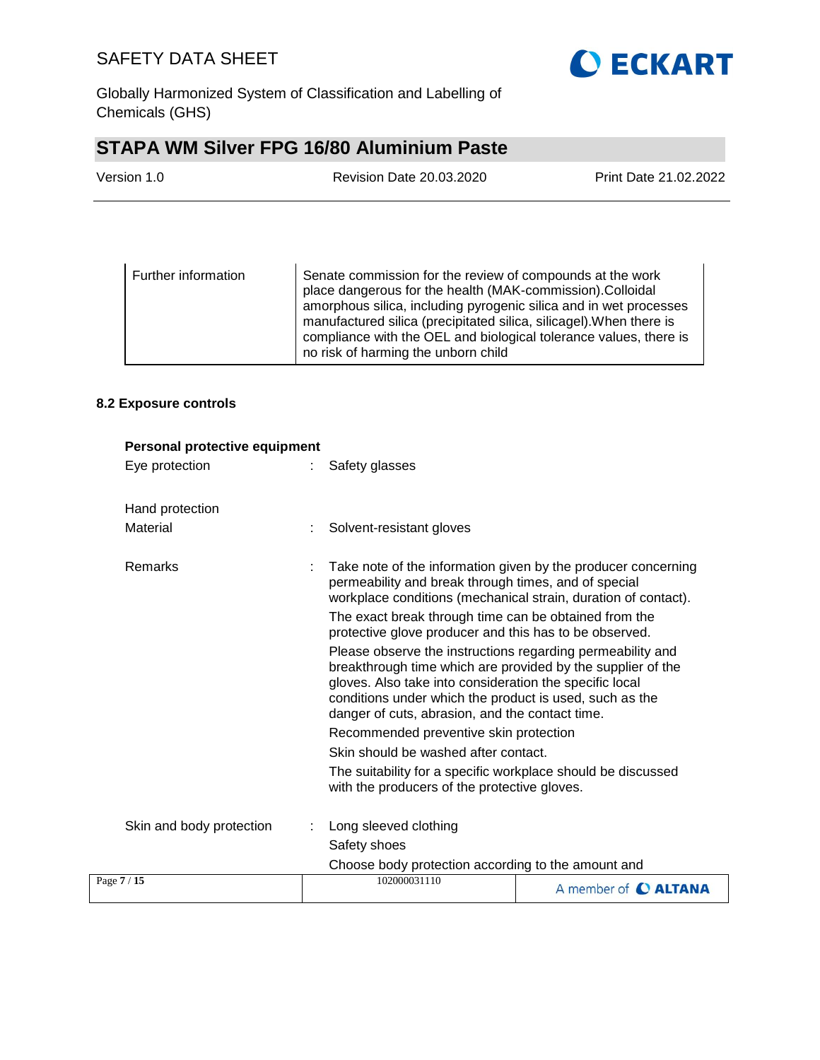| Further information | Senate commission for the review of compounds at the work place dangerous for the health (MAK-commission).Colloidal amorphous silica, including pyrogenic silica and in wet processes manufactured silica (precipitated silica, silicagel).When there is compliance with the OEL and biological tolerance values, there is no risk of harming the unborn child |
|---|---|

### 8.2 Exposure controls

**Personal protective equipment**

Eye protection : Safety glasses

Hand protection

Material : Solvent-resistant gloves

Remarks : Take note of the information given by the producer concerning permeability and break through times, and of special workplace conditions (mechanical strain, duration of contact).

The exact break through time can be obtained from the protective glove producer and this has to be observed.

Please observe the instructions regarding permeability and breakthrough time which are provided by the supplier of the gloves. Also take into consideration the specific local conditions under which the product is used, such as the danger of cuts, abrasion, and the contact time.

Recommended preventive skin protection

Skin should be washed after contact.

The suitability for a specific workplace should be discussed with the producers of the protective gloves.

Skin and body protection : Long sleeved clothing

Safety shoes

Choose body protection according to the amount and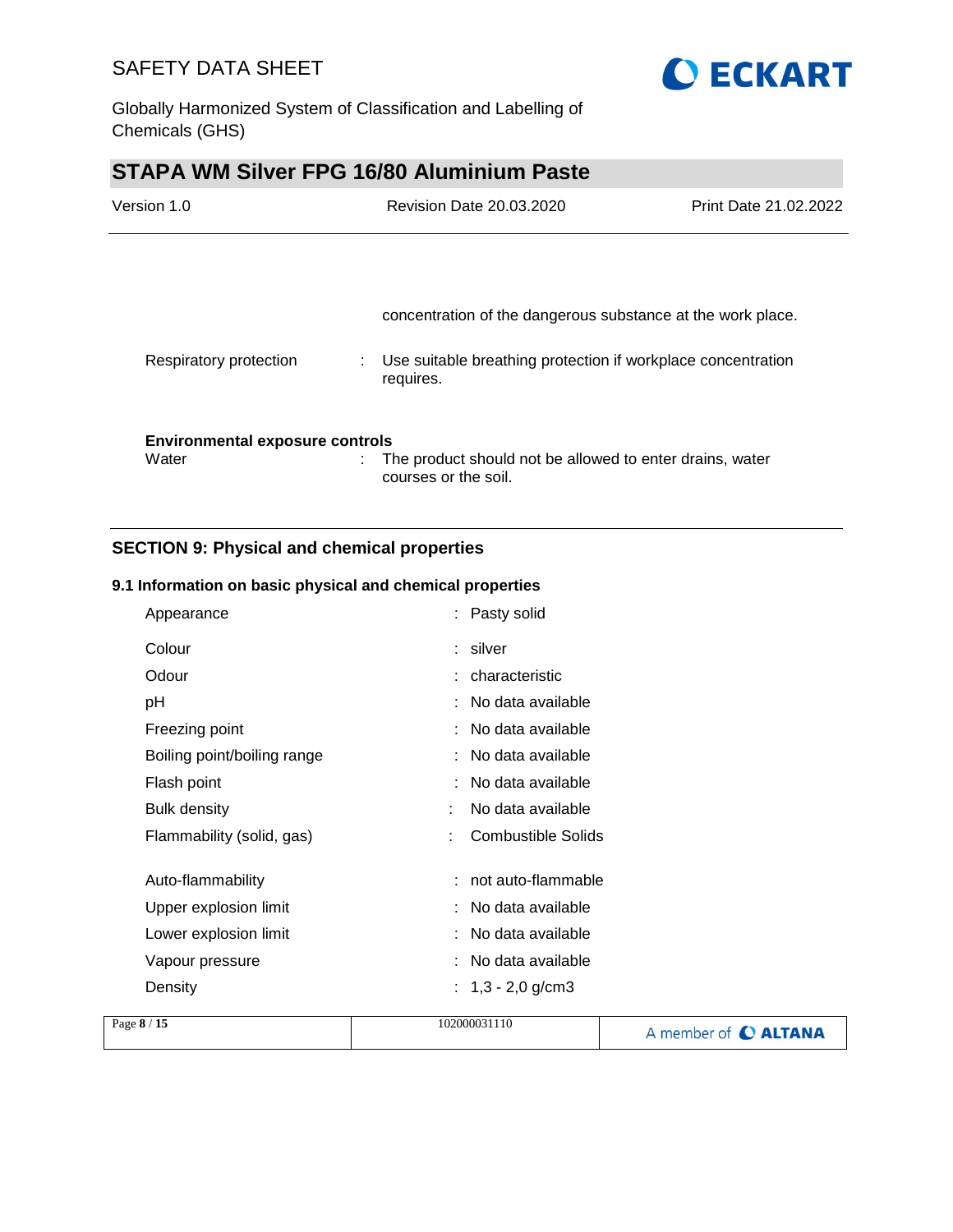concentration of the dangerous substance at the work place.

Respiratory protection : Use suitable breathing protection if workplace concentration requires.

**Environmental exposure controls**

Water : The product should not be allowed to enter drains, water courses or the soil.

## SECTION 9: Physical and chemical properties

### 9.1 Information on basic physical and chemical properties

| | |
|---|---|
| Appearance | : Pasty solid |
| Colour | : silver |
| Odour | : characteristic |
| pH | : No data available |
| Freezing point | : No data available |
| Boiling point/boiling range | : No data available |
| Flash point | : No data available |
| Bulk density | : No data available |
| Flammability (solid, gas) | : Combustible Solids |
| Auto-flammability | : not auto-flammable |
| Upper explosion limit | : No data available |
| Lower explosion limit | : No data available |
| Vapour pressure | : No data available |
| Density | : 1,3 - 2,0 g/cm3 |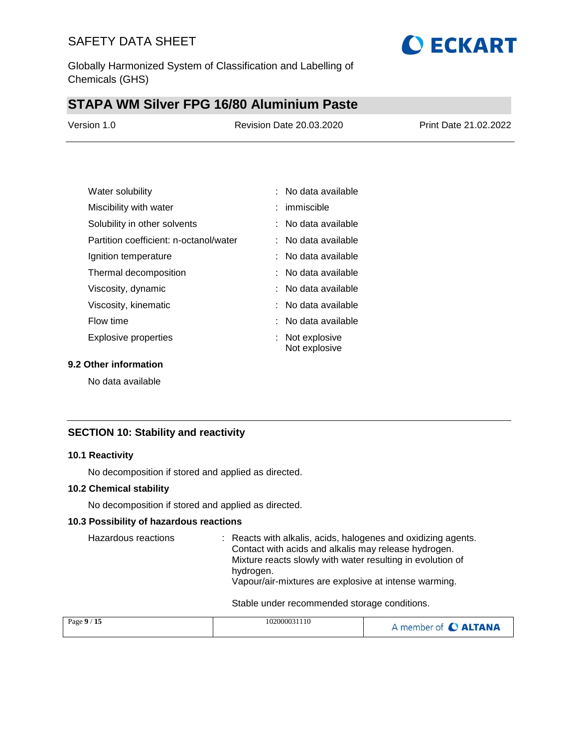| | | |
|---|---|---|
| Water solubility | : | No data available |
| Miscibility with water | : | immiscible |
| Solubility in other solvents | : | No data available |
| Partition coefficient: n-octanol/water | : | No data available |
| Ignition temperature | : | No data available |
| Thermal decomposition | : | No data available |
| Viscosity, dynamic | : | No data available |
| Viscosity, kinematic | : | No data available |
| Flow time | : | No data available |
| Explosive properties | : | Not explosive<br>Not explosive |

### 9.2 Other information

No data available

## SECTION 10: Stability and reactivity

### 10.1 Reactivity

No decomposition if stored and applied as directed.

### 10.2 Chemical stability

No decomposition if stored and applied as directed.

### 10.3 Possibility of hazardous reactions

Hazardous reactions : Reacts with alkalis, acids, halogenes and oxidizing agents. Contact with acids and alkalis may release hydrogen. Mixture reacts slowly with water resulting in evolution of hydrogen. Vapour/air-mixtures are explosive at intense warming.

Stable under recommended storage conditions.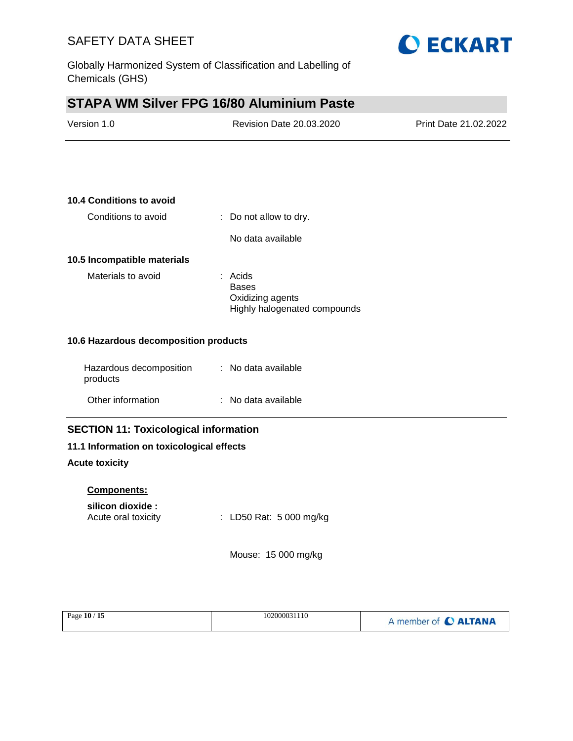### 10.4 Conditions to avoid

Conditions to avoid : Do not allow to dry.

No data available

### 10.5 Incompatible materials

Materials to avoid : Acids
Bases
Oxidizing agents
Highly halogenated compounds

### 10.6 Hazardous decomposition products

Hazardous decomposition products : No data available

Other information : No data available

## SECTION 11: Toxicological information

### 11.1 Information on toxicological effects

**Acute toxicity**

**Components:**

**silicon dioxide :**
Acute oral toxicity : LD50 Rat: 5 000 mg/kg

Mouse: 15 000 mg/kg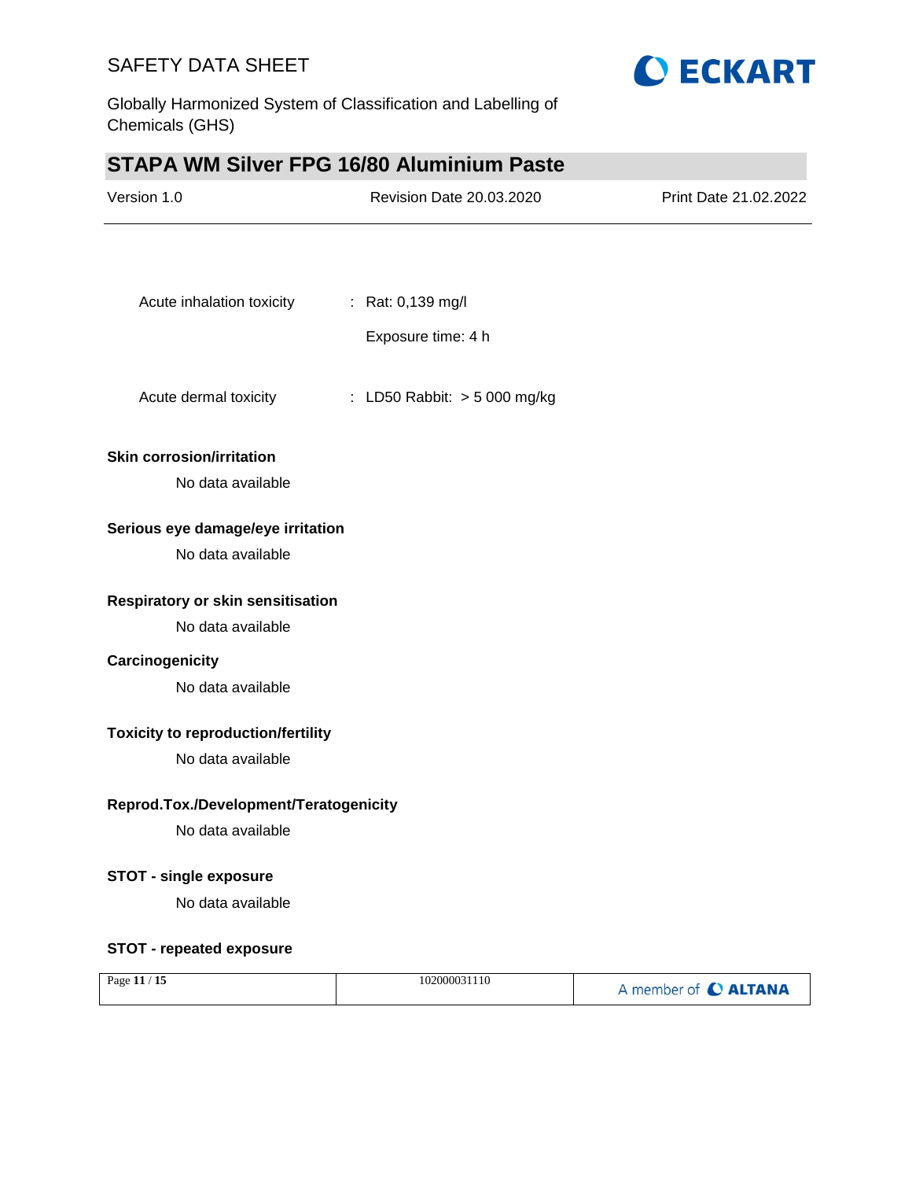Acute inhalation toxicity : Rat: 0,139 mg/l

Exposure time: 4 h

Acute dermal toxicity : LD50 Rabbit: > 5 000 mg/kg

**Skin corrosion/irritation**

No data available

**Serious eye damage/eye irritation**

No data available

**Respiratory or skin sensitisation**

No data available

**Carcinogenicity**

No data available

**Toxicity to reproduction/fertility**

No data available

**Reprod.Tox./Development/Teratogenicity**

No data available

**STOT - single exposure**

No data available

**STOT - repeated exposure**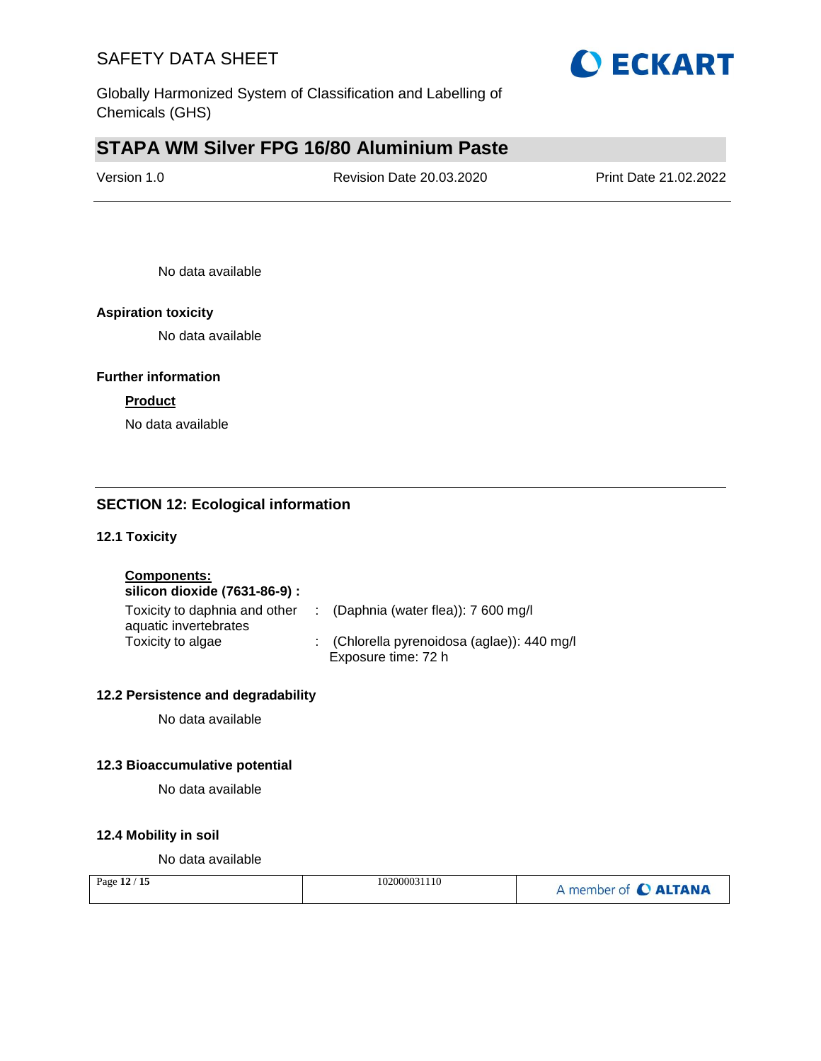No data available

**Aspiration toxicity**

No data available

**Further information**

**Product**

No data available

## SECTION 12: Ecological information

### 12.1 Toxicity

**Components:**

**silicon dioxide (7631-86-9) :**

| | | |
|---|---|---|
| Toxicity to daphnia and other aquatic invertebrates | : | (Daphnia (water flea)): 7 600 mg/l |
| Toxicity to algae | : | (Chlorella pyrenoidosa (aglae)): 440 mg/l<br>Exposure time: 72 h |

### 12.2 Persistence and degradability

No data available

### 12.3 Bioaccumulative potential

No data available

### 12.4 Mobility in soil

No data available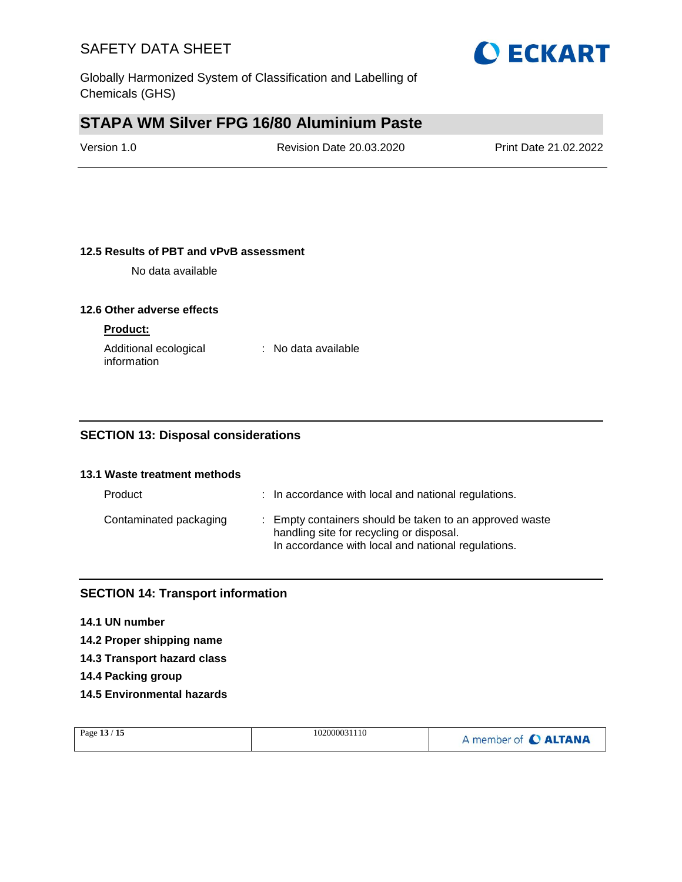### 12.5 Results of PBT and vPvB assessment

No data available

### 12.6 Other adverse effects

**Product:**

Additional ecological information : No data available

## SECTION 13: Disposal considerations

### 13.1 Waste treatment methods

Product : In accordance with local and national regulations.

Contaminated packaging : Empty containers should be taken to an approved waste handling site for recycling or disposal.
In accordance with local and national regulations.

## SECTION 14: Transport information

**14.1 UN number**

**14.2 Proper shipping name**

**14.3 Transport hazard class**

**14.4 Packing group**

**14.5 Environmental hazards**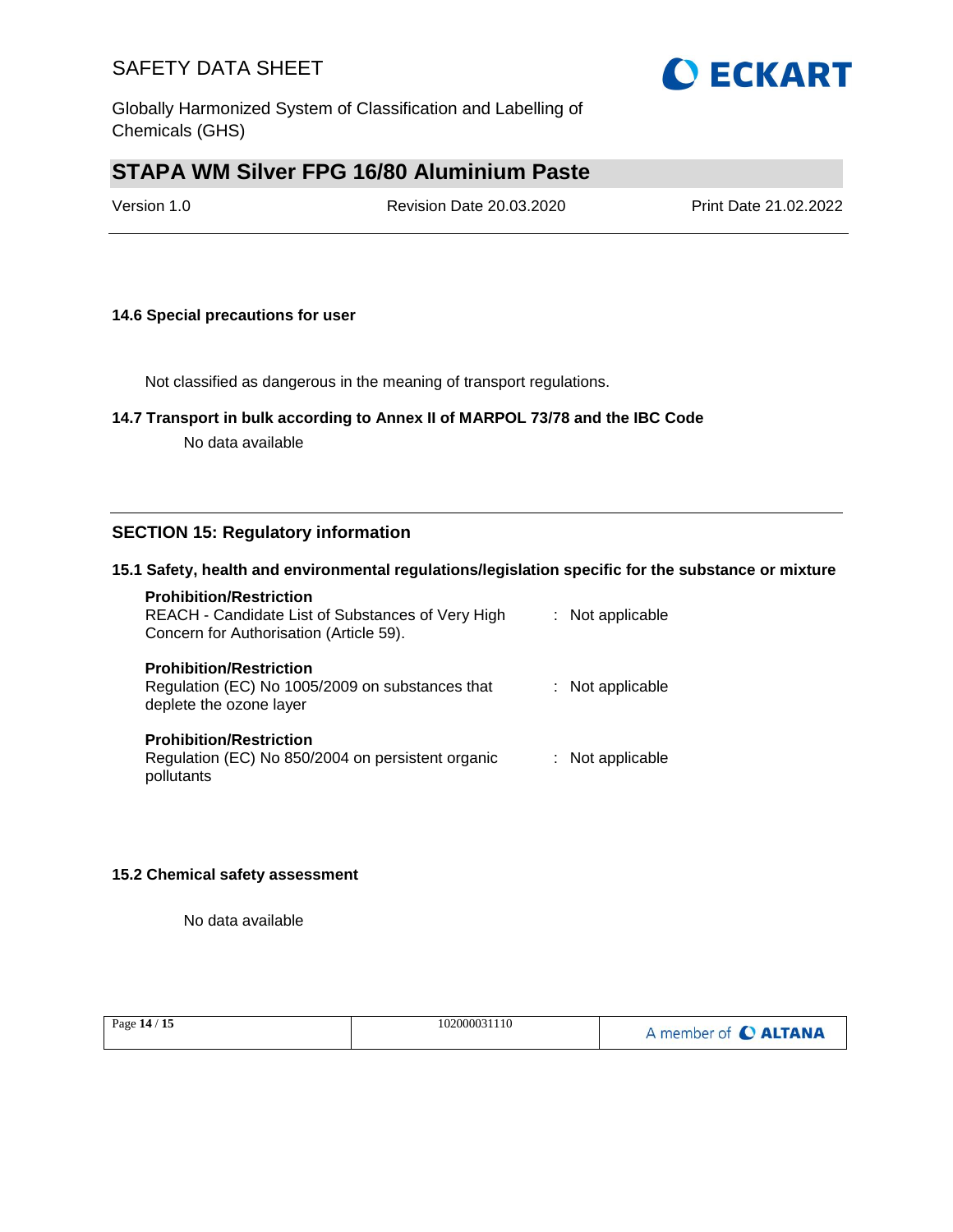### 14.6 Special precautions for user

Not classified as dangerous in the meaning of transport regulations.

### 14.7 Transport in bulk according to Annex II of MARPOL 73/78 and the IBC Code

No data available

## SECTION 15: Regulatory information

### 15.1 Safety, health and environmental regulations/legislation specific for the substance or mixture

**Prohibition/Restriction**
REACH - Candidate List of Substances of Very High Concern for Authorisation (Article 59). : Not applicable

**Prohibition/Restriction**
Regulation (EC) No 1005/2009 on substances that deplete the ozone layer : Not applicable

**Prohibition/Restriction**
Regulation (EC) No 850/2004 on persistent organic pollutants : Not applicable

### 15.2 Chemical safety assessment

No data available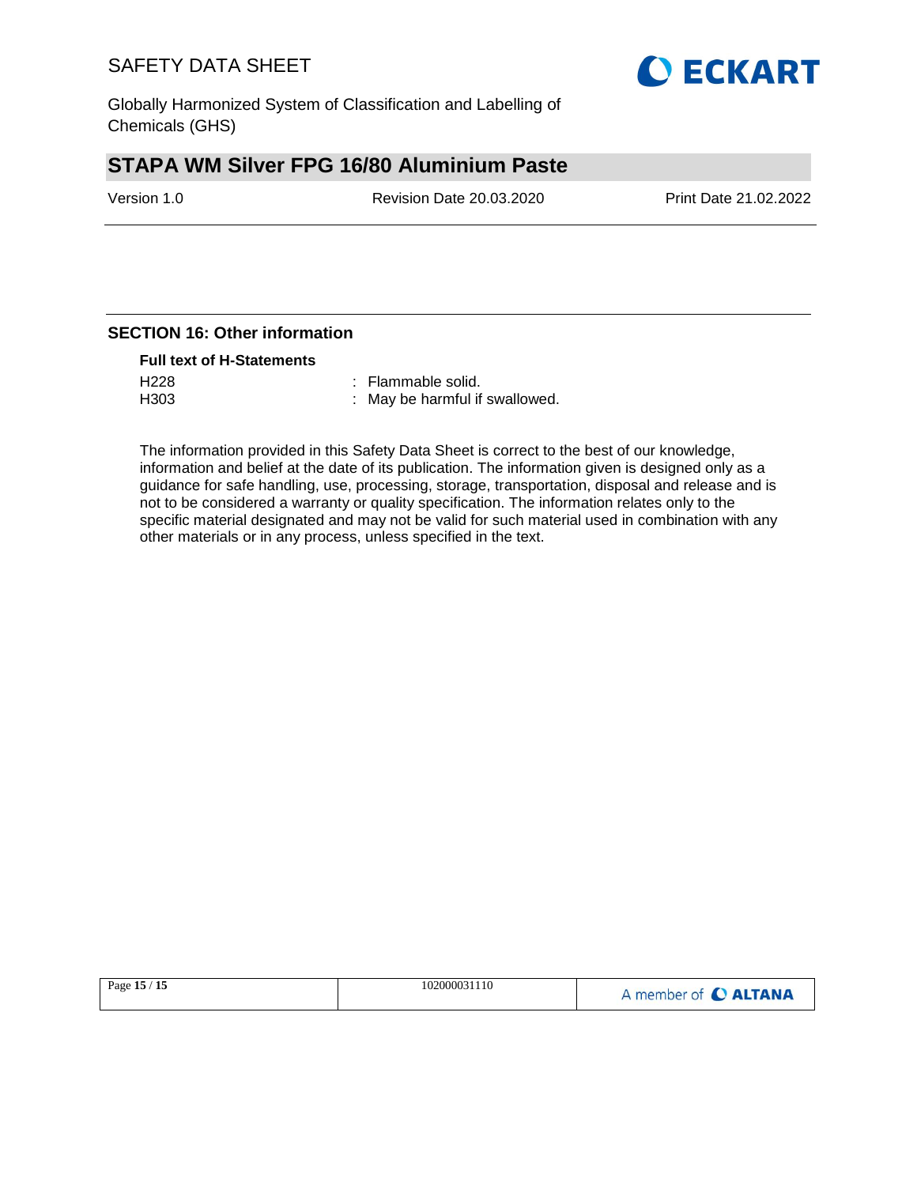## SECTION 16: Other information

**Full text of H-Statements**

| | |
|---|---|
| H228 | : Flammable solid. |
| H303 | : May be harmful if swallowed. |

The information provided in this Safety Data Sheet is correct to the best of our knowledge, information and belief at the date of its publication. The information given is designed only as a guidance for safe handling, use, processing, storage, transportation, disposal and release and is not to be considered a warranty or quality specification. The information relates only to the specific material designated and may not be valid for such material used in combination with any other materials or in any process, unless specified in the text.